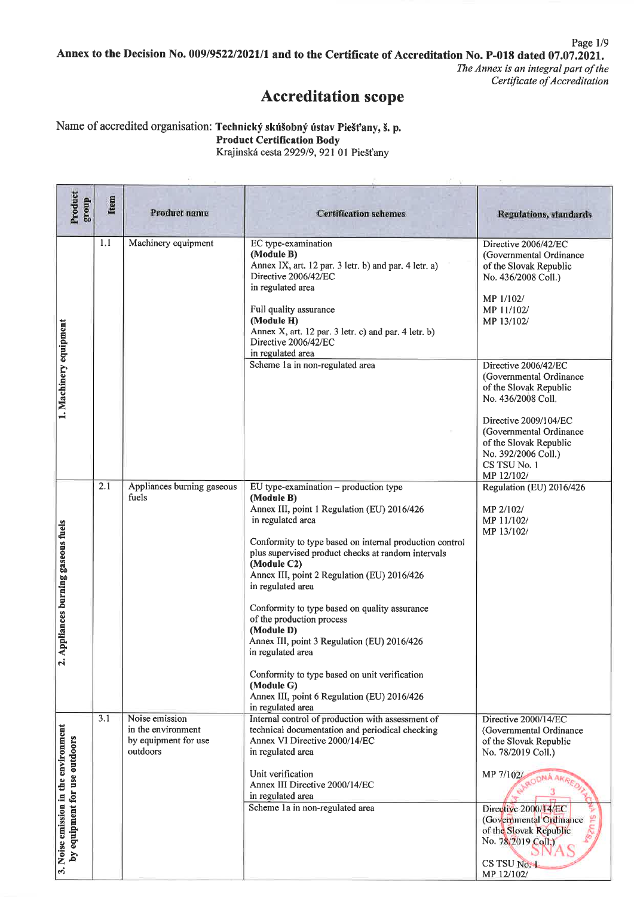**Annex to the Decision No. 009/9522/2021/1 and to the Certificate of Accreditation No. P-018 dated 07.07.2021.**

*The Annex is an integral part of the Certificate of Accreditation*

# Accreditation scope

Name of accredited organisation: **Technický skúšobný ústav Piešťany, š. p.**
**Product Certification Body**
Krajinská cesta 2929/9, 921 01 Piešťany

| Product group | Item | Product name | Certification schemes | Regulations, standards |
|---|---|---|---|---|
| 1. Machinery equipment | 1.1 | Machinery equipment | EC type-examination<br>**(Module B)**<br>Annex IX, art. 12 par. 3 letr. b) and par. 4 letr. a) Directive 2006/42/EC<br>in regulated area<br><br>Full quality assurance<br>**(Module H)**<br>Annex X, art. 12 par. 3 letr. c) and par. 4 letr. b) Directive 2006/42/EC<br>in regulated area | Directive 2006/42/EC (Governmental Ordinance of the Slovak Republic No. 436/2008 Coll.)<br><br>MP 1/102/<br>MP 11/102/<br>MP 13/102/ |
| | | | Scheme 1a in non-regulated area | Directive 2006/42/EC (Governmental Ordinance of the Slovak Republic No. 436/2008 Coll.<br><br>Directive 2009/104/EC (Governmental Ordinance of the Slovak Republic No. 392/2006 Coll.)<br>CS TSU No. 1<br>MP 12/102/ |
| 2. Appliances burning gaseous fuels | 2.1 | Appliances burning gaseous fuels | EU type-examination – production type<br>**(Module B)**<br>Annex III, point 1 Regulation (EU) 2016/426<br>in regulated area<br><br>Conformity to type based on internal production control plus supervised product checks at random intervals<br>**(Module C2)**<br>Annex III, point 2 Regulation (EU) 2016/426<br>in regulated area<br><br>Conformity to type based on quality assurance of the production process<br>**(Module D)**<br>Annex III, point 3 Regulation (EU) 2016/426<br>in regulated area<br><br>Conformity to type based on unit verification<br>**(Module G)**<br>Annex III, point 6 Regulation (EU) 2016/426<br>in regulated area | Regulation (EU) 2016/426<br><br>MP 2/102/<br>MP 11/102/<br>MP 13/102/ |
| 3. Noise emission in the environment by equipment for use outdoors | 3.1 | Noise emission in the environment by equipment for use outdoors | Internal control of production with assessment of technical documentation and periodical checking<br>Annex VI Directive 2000/14/EC<br>in regulated area<br><br>Unit verification<br>Annex III Directive 2000/14/EC<br>in regulated area | Directive 2000/14/EC (Governmental Ordinance of the Slovak Republic No. 78/2019 Coll.)<br><br>MP 7/102/ |
| | | | Scheme 1a in non-regulated area | Directive 2000/14/EC (Governmental Ordinance of the Slovak Republic No. 78/2019 Coll.)<br><br>CS TSU No. 1<br>MP 12/102/ |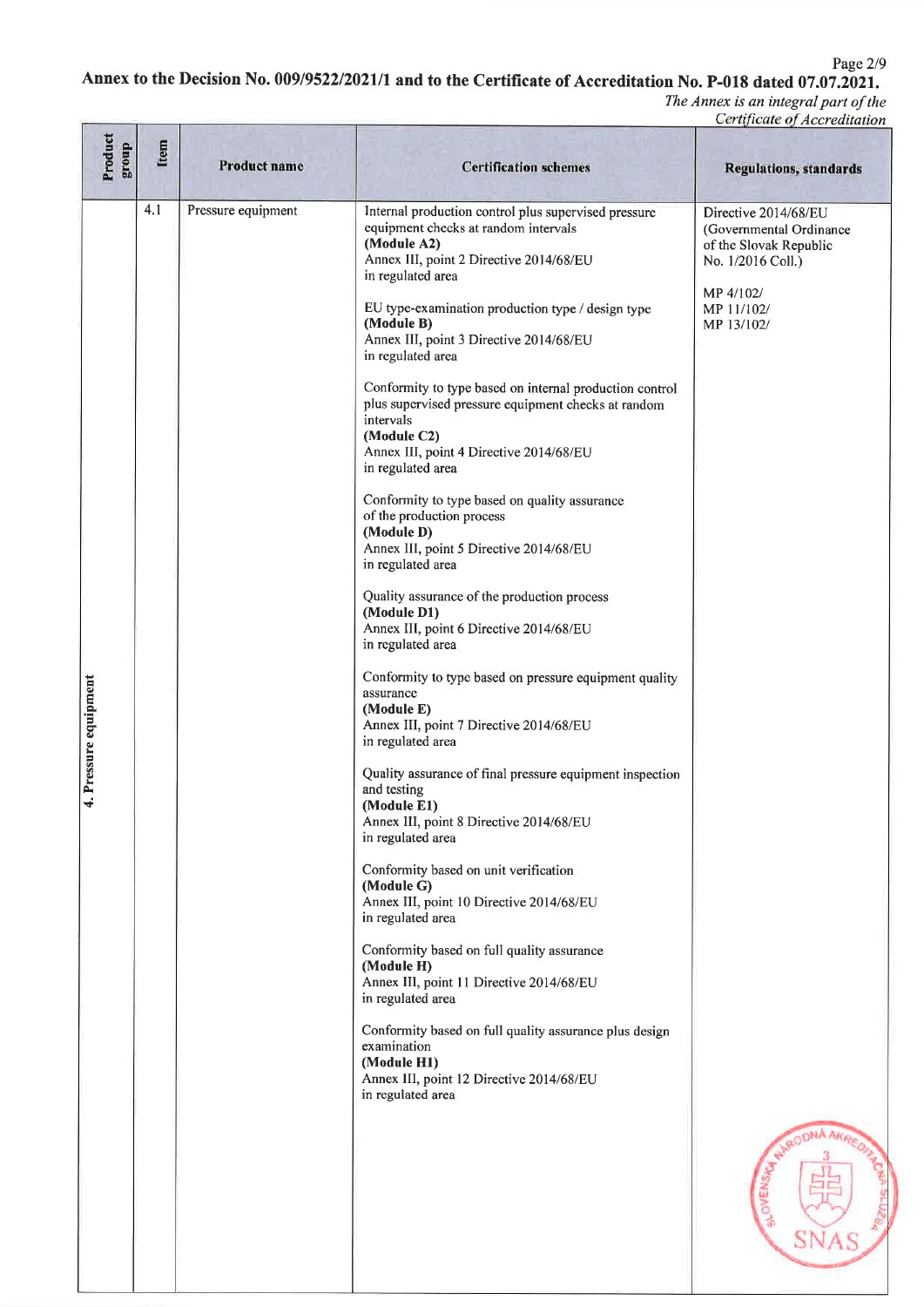**Annex to the Decision No. 009/9522/2021/1 and to the Certificate of Accreditation No. P-018 dated 07.07.2021.**

*The Annex is an integral part of the Certificate of Accreditation*

| Product group | Item | Product name | Certification schemes | Regulations, standards |
|---|---|---|---|---|
| 4. Pressure equipment | 4.1 | Pressure equipment | Internal production control plus supervised pressure equipment checks at random intervals **(Module A2)** Annex III, point 2 Directive 2014/68/EU in regulated area<br><br>EU type-examination production type / design type **(Module B)** Annex III, point 3 Directive 2014/68/EU in regulated area<br><br>Conformity to type based on internal production control plus supervised pressure equipment checks at random intervals **(Module C2)** Annex III, point 4 Directive 2014/68/EU in regulated area<br><br>Conformity to type based on quality assurance of the production process **(Module D)** Annex III, point 5 Directive 2014/68/EU in regulated area<br><br>Quality assurance of the production process **(Module D1)** Annex III, point 6 Directive 2014/68/EU in regulated area<br><br>Conformity to type based on pressure equipment quality assurance **(Module E)** Annex III, point 7 Directive 2014/68/EU in regulated area<br><br>Quality assurance of final pressure equipment inspection and testing **(Module E1)** Annex III, point 8 Directive 2014/68/EU in regulated area<br><br>Conformity based on unit verification **(Module G)** Annex III, point 10 Directive 2014/68/EU in regulated area<br><br>Conformity based on full quality assurance **(Module H)** Annex III, point 11 Directive 2014/68/EU in regulated area<br><br>Conformity based on full quality assurance plus design examination **(Module H1)** Annex III, point 12 Directive 2014/68/EU in regulated area | Directive 2014/68/EU (Governmental Ordinance of the Slovak Republic No. 1/2016 Coll.)<br><br>MP 4/102/<br>MP 11/102/<br>MP 13/102/ |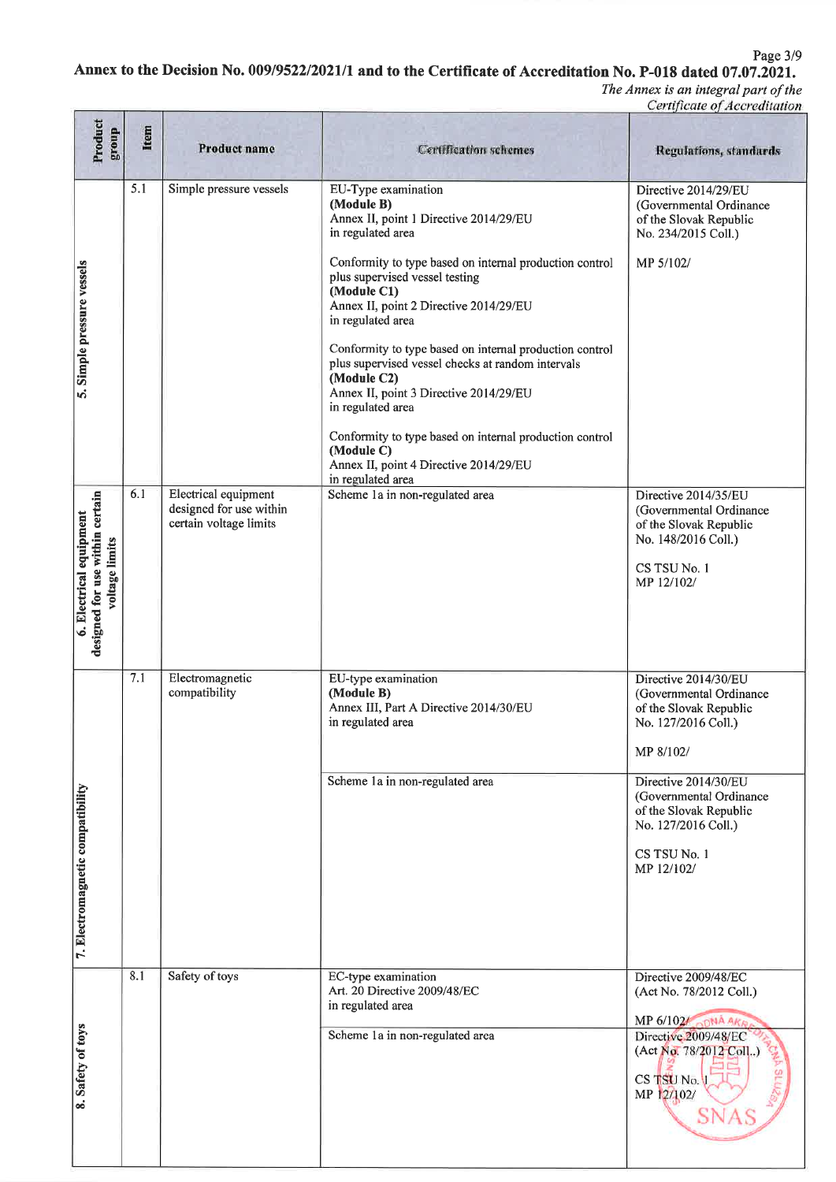**Annex to the Decision No. 009/9522/2021/1 and to the Certificate of Accreditation No. P-018 dated 07.07.2021.**

*The Annex is an integral part of the Certificate of Accreditation*

| Product group | Item | Product name | Certification schemes | Regulations, standards |
|---|---|---|---|---|
| 5. Simple pressure vessels | 5.1 | Simple pressure vessels | EU-Type examination **(Module B)** Annex II, point 1 Directive 2014/29/EU in regulated area<br><br>Conformity to type based on internal production control plus supervised vessel testing **(Module C1)** Annex II, point 2 Directive 2014/29/EU in regulated area<br><br>Conformity to type based on internal production control plus supervised vessel checks at random intervals **(Module C2)** Annex II, point 3 Directive 2014/29/EU in regulated area<br><br>Conformity to type based on internal production control **(Module C)** Annex II, point 4 Directive 2014/29/EU in regulated area | Directive 2014/29/EU (Governmental Ordinance of the Slovak Republic No. 234/2015 Coll.)<br><br>MP 5/102/ |
| 6. Electrical equipment designed for use within certain voltage limits | 6.1 | Electrical equipment designed for use within certain voltage limits | Scheme 1a in non-regulated area | Directive 2014/35/EU (Governmental Ordinance of the Slovak Republic No. 148/2016 Coll.)<br><br>CS TSU No. 1<br>MP 12/102/ |
| 7. Electromagnetic compatibility | 7.1 | Electromagnetic compatibility | EU-type examination **(Module B)** Annex III, Part A Directive 2014/30/EU in regulated area | Directive 2014/30/EU (Governmental Ordinance of the Slovak Republic No. 127/2016 Coll.)<br><br>MP 8/102/ |
| | | | Scheme 1a in non-regulated area | Directive 2014/30/EU (Governmental Ordinance of the Slovak Republic No. 127/2016 Coll.)<br><br>CS TSU No. 1<br>MP 12/102/ |
| 8. Safety of toys | 8.1 | Safety of toys | EC-type examination Art. 20 Directive 2009/48/EC in regulated area | Directive 2009/48/EC (Act No. 78/2012 Coll.)<br><br>MP 6/102/ |
| | | | Scheme 1a in non-regulated area | Directive 2009/48/EC (Act No. 78/2012 Coll.)<br><br>CS TSU No. 1<br>MP 12/102/ |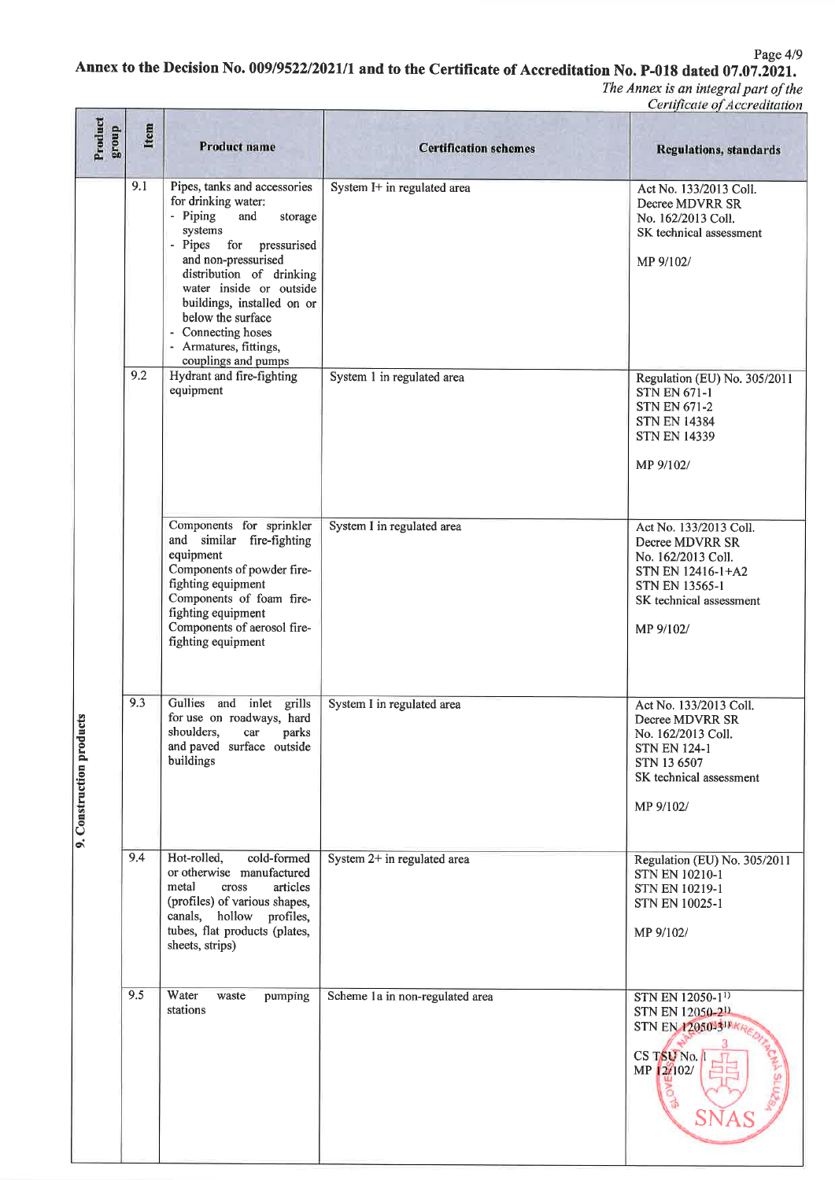**Annex to the Decision No. 009/9522/2021/1 and to the Certificate of Accreditation No. P-018 dated 07.07.2021.**

*The Annex is an integral part of the Certificate of Accreditation*

| Product group | Item | Product name | Certification schemes | Regulations, standards |
|---|---|---|---|---|
| 9. Construction products | 9.1 | Pipes, tanks and accessories for drinking water:<br>- Piping and storage systems<br>- Pipes for pressurised and non-pressurised distribution of drinking water inside or outside buildings, installed on or below the surface<br>- Connecting hoses<br>- Armatures, fittings, couplings and pumps | System I+ in regulated area | Act No. 133/2013 Coll.<br>Decree MDVRR SR No. 162/2013 Coll.<br>SK technical assessment<br><br>MP 9/102/ |
| | 9.2 | Hydrant and fire-fighting equipment | System 1 in regulated area | Regulation (EU) No. 305/2011<br>STN EN 671-1<br>STN EN 671-2<br>STN EN 14384<br>STN EN 14339<br><br>MP 9/102/ |
| | | Components for sprinkler and similar fire-fighting equipment<br>Components of powder fire-fighting equipment<br>Components of foam fire-fighting equipment<br>Components of aerosol fire-fighting equipment | System I in regulated area | Act No. 133/2013 Coll.<br>Decree MDVRR SR No. 162/2013 Coll.<br>STN EN 12416-1+A2<br>STN EN 13565-1<br>SK technical assessment<br><br>MP 9/102/ |
| | 9.3 | Gullies and inlet grills for use on roadways, hard shoulders, car parks and paved surface outside buildings | System I in regulated area | Act No. 133/2013 Coll.<br>Decree MDVRR SR No. 162/2013 Coll.<br>STN EN 124-1<br>STN 13 6507<br>SK technical assessment<br><br>MP 9/102/ |
| | 9.4 | Hot-rolled, cold-formed or otherwise manufactured metal cross articles (profiles) of various shapes, canals, hollow profiles, tubes, flat products (plates, sheets, strips) | System 2+ in regulated area | Regulation (EU) No. 305/2011<br>STN EN 10210-1<br>STN EN 10219-1<br>STN EN 10025-1<br><br>MP 9/102/ |
| | 9.5 | Water waste pumping stations | Scheme 1a in non-regulated area | STN EN 12050-1[1)]<br>STN EN 12050-2[1)]<br>STN EN 12050-3[1)]<br><br>CS TSU No. 1<br>MP 12/102/ |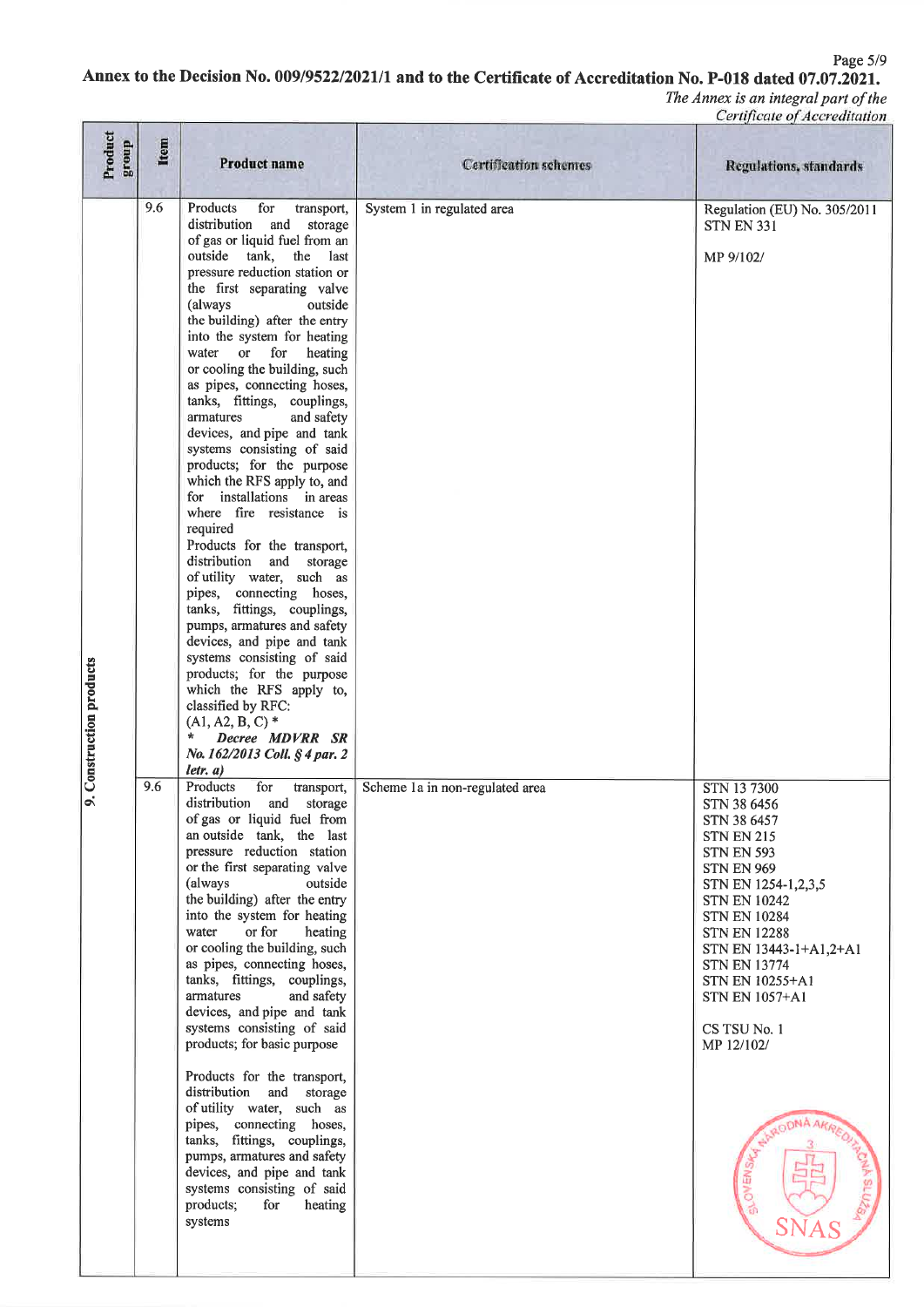**Annex to the Decision No. 009/9522/2021/1 and to the Certificate of Accreditation No. P-018 dated 07.07.2021.**

*The Annex is an integral part of the Certificate of Accreditation*

| Product group | Item | Product name | Certification schemes | Regulations, standards |
|---|---|---|---|---|
| 9. Construction products | 9.6 | Products for transport, distribution and storage of gas or liquid fuel from an outside tank, the last pressure reduction station or the first separating valve (always outside the building) after the entry into the system for heating water or for heating or cooling the building, such as pipes, connecting hoses, tanks, fittings, couplings, armatures and safety devices, and pipe and tank systems consisting of said products; for the purpose which the RFS apply to, and for installations in areas where fire resistance is required<br>Products for the transport, distribution and storage of utility water, such as pipes, connecting hoses, tanks, fittings, couplings, pumps, armatures and safety devices, and pipe and tank systems consisting of said products; for the purpose which the RFS apply to, classified by RFC: (A1, A2, B, C) *<br>*\* Decree MDVRR SR No. 162/2013 Coll. § 4 par. 2 letr. a)* | System 1 in regulated area | Regulation (EU) No. 305/2011<br>STN EN 331<br><br>MP 9/102/ |
| | 9.6 | Products for transport, distribution and storage of gas or liquid fuel from an outside tank, the last pressure reduction station or the first separating valve (always outside the building) after the entry into the system for heating water or for heating or cooling the building, such as pipes, connecting hoses, tanks, fittings, couplings, armatures and safety devices, and pipe and tank systems consisting of said products; for basic purpose<br><br>Products for the transport, distribution and storage of utility water, such as pipes, connecting hoses, tanks, fittings, couplings, pumps, armatures and safety devices, and pipe and tank systems consisting of said products; for heating systems | Scheme 1a in non-regulated area | STN 13 7300<br>STN 38 6456<br>STN 38 6457<br>STN EN 215<br>STN EN 593<br>STN EN 969<br>STN EN 1254-1,2,3,5<br>STN EN 10242<br>STN EN 10284<br>STN EN 12288<br>STN EN 13443-1+A1,2+A1<br>STN EN 13774<br>STN EN 10255+A1<br>STN EN 1057+A1<br><br>CS TSU No. 1<br>MP 12/102/ |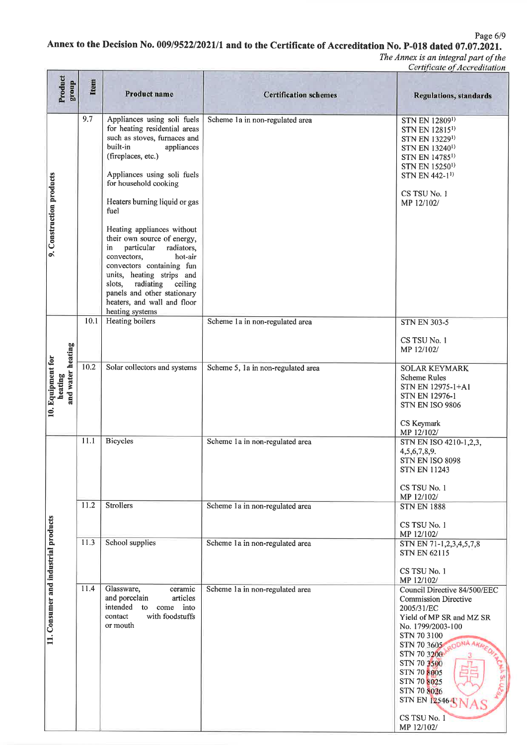**Annex to the Decision No. 009/9522/2021/1 and to the Certificate of Accreditation No. P-018 dated 07.07.2021.**

*The Annex is an integral part of the Certificate of Accreditation*

| Product group | Item | Product name | Certification schemes | Regulations, standards |
|---|---|---|---|---|
| 9. Construction products | 9.7 | Appliances using soli fuels for heating residential areas such as stoves, furnaces and built-in appliances (fireplaces, etc.)<br><br>Appliances using soli fuels for household cooking<br><br>Heaters burning liquid or gas fuel<br><br>Heating appliances without their own source of energy, in particular radiators, convectors, hot-air convectors containing fun units, heating strips and slots, radiating ceiling panels and other stationary heaters, and wall and floor heating systems | Scheme 1a in non-regulated area | STN EN 12809[1)]<br>STN EN 12815[1)]<br>STN EN 13229[1)]<br>STN EN 13240[1)]<br>STN EN 14785[1)]<br>STN EN 15250[1)]<br>STN EN 442-1[1)]<br><br>CS TSU No. 1<br>MP 12/102/ |
| 10. Equipment for heating and water heating | 10.1 | Heating boilers | Scheme 1a in non-regulated area | STN EN 303-5<br><br>CS TSU No. 1<br>MP 12/102/ |
| | 10.2 | Solar collectors and systems | Scheme 5, 1a in non-regulated area | SOLAR KEYMARK<br>Scheme Rules<br>STN EN 12975-1+A1<br>STN EN 12976-1<br>STN EN ISO 9806<br><br>CS Keymark<br>MP 12/102/ |
| 11. Consumer and industrial products | 11.1 | Bicycles | Scheme 1a in non-regulated area | STN EN ISO 4210-1,2,3,<br>4,5,6,7,8,9.<br>STN EN ISO 8098<br>STN EN 11243<br><br>CS TSU No. 1<br>MP 12/102/ |
| | 11.2 | Strollers | Scheme 1a in non-regulated area | STN EN 1888<br><br>CS TSU No. 1<br>MP 12/102/ |
| | 11.3 | School supplies | Scheme 1a in non-regulated area | STN EN 71-1,2,3,4,5,7,8<br>STN EN 62115<br><br>CS TSU No. 1<br>MP 12/102/ |
| | 11.4 | Glassware, ceramic and porcelain articles intended to come into contact with foodstuffs or mouth | Scheme 1a in non-regulated area | Council Directive 84/500/EEC<br>Commission Directive 2005/31/EC<br>Yield of MP SR and MZ SR No. 1799/2003-100<br>STN 70 3100<br>STN 70 3605<br>STN 70 3200<br>STN 70 3500<br>STN 70 8005<br>STN 70 8025<br>STN 70 8026<br>STN EN 12546-1<br><br>CS TSU No. 1<br>MP 12/102/ |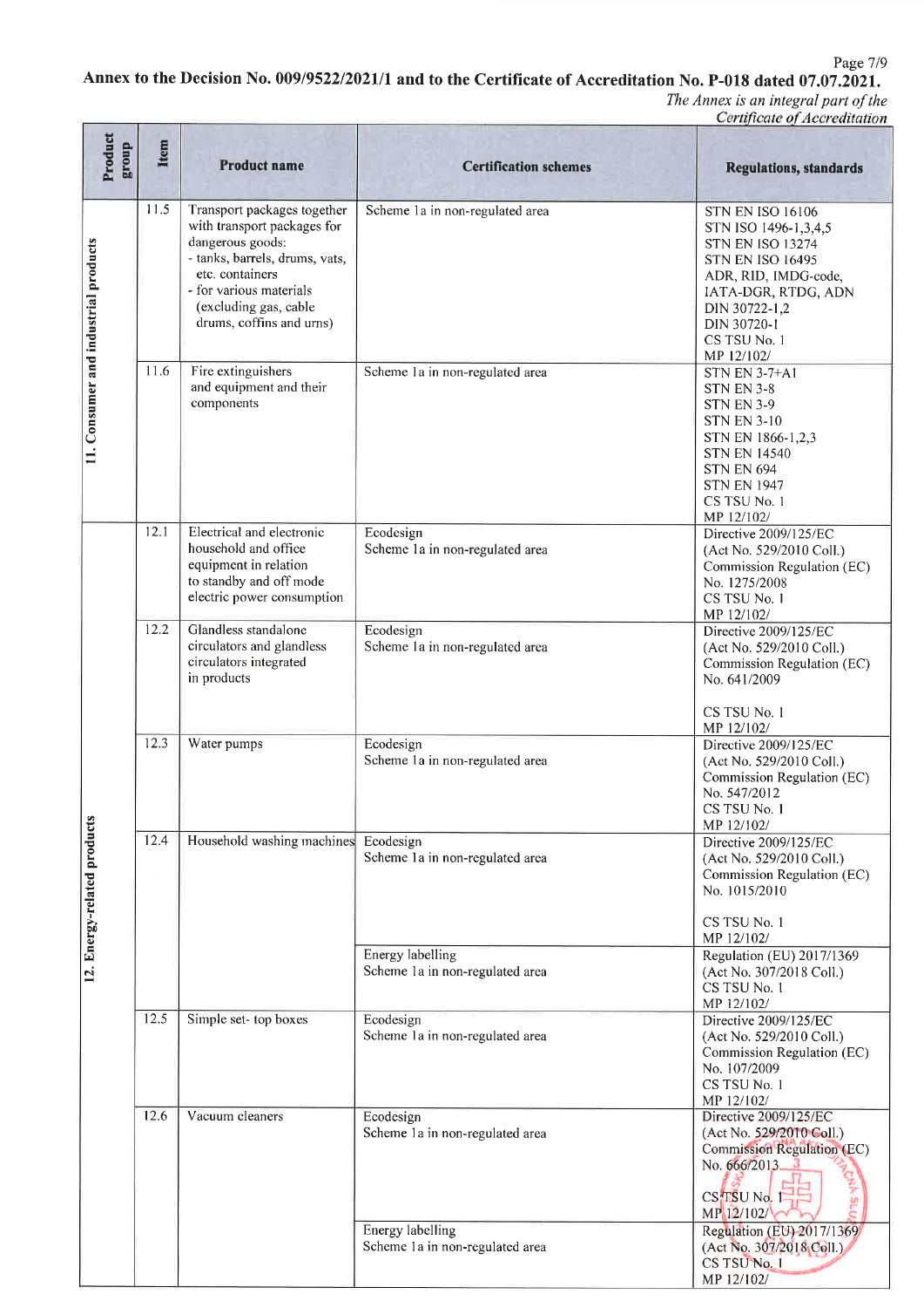**Annex to the Decision No. 009/9522/2021/1 and to the Certificate of Accreditation No. P-018 dated 07.07.2021.**

*The Annex is an integral part of the Certificate of Accreditation*

| Product group | Item | Product name | Certification schemes | Regulations, standards |
|---|---|---|---|---|
| 11. Consumer and industrial products | 11.5 | Transport packages together with transport packages for dangerous goods:<br>- tanks, barrels, drums, vats, etc. containers<br>- for various materials (excluding gas, cable drums, coffins and urns) | Scheme 1a in non-regulated area | STN EN ISO 16106<br>STN ISO 1496-1,3,4,5<br>STN EN ISO 13274<br>STN EN ISO 16495<br>ADR, RID, IMDG-code, IATA-DGR, RTDG, ADN<br>DIN 30722-1,2<br>DIN 30720-1<br>CS TSU No. 1<br>MP 12/102/ |
| | 11.6 | Fire extinguishers and equipment and their components | Scheme 1a in non-regulated area | STN EN 3-7+A1<br>STN EN 3-8<br>STN EN 3-9<br>STN EN 3-10<br>STN EN 1866-1,2,3<br>STN EN 14540<br>STN EN 694<br>STN EN 1947<br>CS TSU No. 1<br>MP 12/102/ |
| 12. Energy-related products | 12.1 | Electrical and electronic household and office equipment in relation to standby and off mode electric power consumption | Ecodesign<br>Scheme 1a in non-regulated area | Directive 2009/125/EC<br>(Act No. 529/2010 Coll.)<br>Commission Regulation (EC) No. 1275/2008<br>CS TSU No. 1<br>MP 12/102/ |
| | 12.2 | Glandless standalone circulators and glandless circulators integrated in products | Ecodesign<br>Scheme 1a in non-regulated area | Directive 2009/125/EC<br>(Act No. 529/2010 Coll.)<br>Commission Regulation (EC) No. 641/2009<br>CS TSU No. 1<br>MP 12/102/ |
| | 12.3 | Water pumps | Ecodesign<br>Scheme 1a in non-regulated area | Directive 2009/125/EC<br>(Act No. 529/2010 Coll.)<br>Commission Regulation (EC) No. 547/2012<br>CS TSU No. 1<br>MP 12/102/ |
| | 12.4 | Household washing machines | Ecodesign<br>Scheme 1a in non-regulated area | Directive 2009/125/EC<br>(Act No. 529/2010 Coll.)<br>Commission Regulation (EC) No. 1015/2010<br>CS TSU No. 1<br>MP 12/102/ |
| | | | Energy labelling<br>Scheme 1a in non-regulated area | Regulation (EU) 2017/1369<br>(Act No. 307/2018 Coll.)<br>CS TSU No. 1<br>MP 12/102/ |
| | 12.5 | Simple set- top boxes | Ecodesign<br>Scheme 1a in non-regulated area | Directive 2009/125/EC<br>(Act No. 529/2010 Coll.)<br>Commission Regulation (EC) No. 107/2009<br>CS TSU No. 1<br>MP 12/102/ |
| | 12.6 | Vacuum cleaners | Ecodesign<br>Scheme 1a in non-regulated area | Directive 2009/125/EC<br>(Act No. 529/2010 Coll.)<br>Commission Regulation (EC) No. 666/2013<br>CS TSU No. 1<br>MP 12/102/ |
| | | | Energy labelling<br>Scheme 1a in non-regulated area | Regulation (EU) 2017/1369<br>(Act No. 307/2018 Coll.)<br>CS TSU No. 1<br>MP 12/102/ |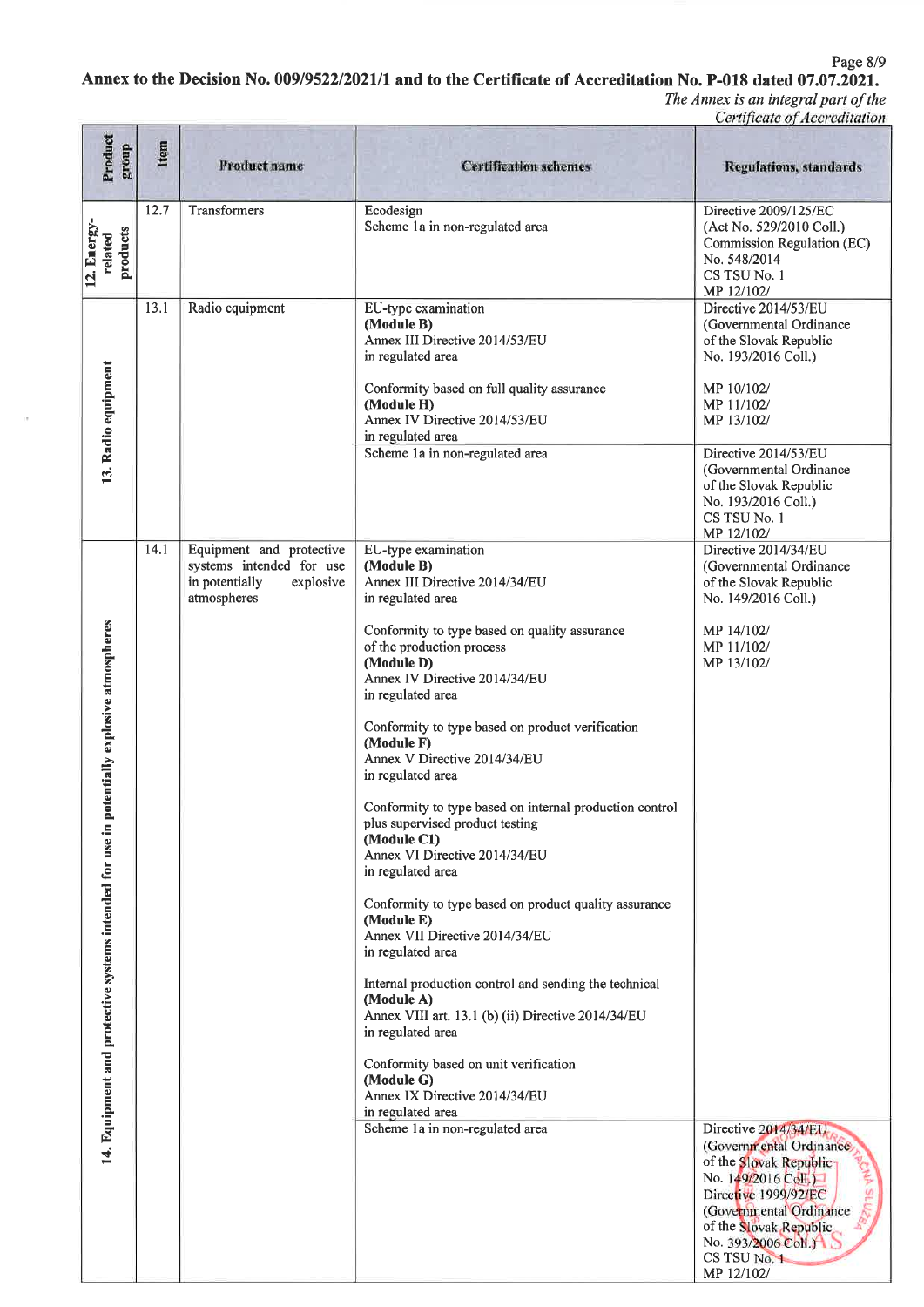**Annex to the Decision No. 009/9522/2021/1 and to the Certificate of Accreditation No. P-018 dated 07.07.2021.**

*The Annex is an integral part of the Certificate of Accreditation*

| Product group | Item | Product name | Certification schemes | Regulations, standards |
|---|---|---|---|---|
| 12. Energy-related products | 12.7 | Transformers | Ecodesign<br>Scheme 1a in non-regulated area | Directive 2009/125/EC<br>(Act No. 529/2010 Coll.)<br>Commission Regulation (EC) No. 548/2014<br>CS TSU No. 1<br>MP 12/102/ |
| 13. Radio equipment | 13.1 | Radio equipment | EU-type examination<br>**(Module B)**<br>Annex III Directive 2014/53/EU<br>in regulated area<br><br>Conformity based on full quality assurance<br>**(Module H)**<br>Annex IV Directive 2014/53/EU<br>in regulated area | Directive 2014/53/EU<br>(Governmental Ordinance of the Slovak Republic No. 193/2016 Coll.)<br><br>MP 10/102/<br>MP 11/102/<br>MP 13/102/ |
| | | | Scheme 1a in non-regulated area | Directive 2014/53/EU<br>(Governmental Ordinance of the Slovak Republic No. 193/2016 Coll.)<br>CS TSU No. 1<br>MP 12/102/ |
| 14. Equipment and protective systems intended for use in potentially explosive atmospheres | 14.1 | Equipment and protective systems intended for use in potentially explosive atmospheres | EU-type examination<br>**(Module B)**<br>Annex III Directive 2014/34/EU<br>in regulated area<br><br>Conformity to type based on quality assurance of the production process<br>**(Module D)**<br>Annex IV Directive 2014/34/EU<br>in regulated area<br><br>Conformity to type based on product verification<br>**(Module F)**<br>Annex V Directive 2014/34/EU<br>in regulated area<br><br>Conformity to type based on internal production control plus supervised product testing<br>**(Module C1)**<br>Annex VI Directive 2014/34/EU<br>in regulated area<br><br>Conformity to type based on product quality assurance<br>**(Module E)**<br>Annex VII Directive 2014/34/EU<br>in regulated area<br><br>Internal production control and sending the technical<br>**(Module A)**<br>Annex VIII art. 13.1 (b) (ii) Directive 2014/34/EU<br>in regulated area<br><br>Conformity based on unit verification<br>**(Module G)**<br>Annex IX Directive 2014/34/EU<br>in regulated area | Directive 2014/34/EU<br>(Governmental Ordinance of the Slovak Republic No. 149/2016 Coll.)<br><br>MP 14/102/<br>MP 11/102/<br>MP 13/102/ |
| | | | Scheme 1a in non-regulated area | Directive 2014/34/EU<br>(Governmental Ordinance of the Slovak Republic No. 149/2016 Coll.)<br>Directive 1999/92/EC<br>(Governmental Ordinance of the Slovak Republic No. 393/2006 Coll.)<br>CS TSU No. 1<br>MP 12/102/ |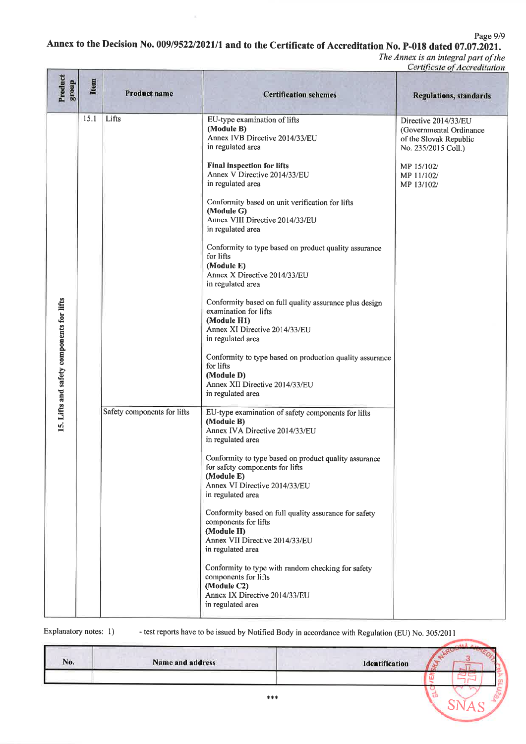**Annex to the Decision No. 009/9522/2021/1 and to the Certificate of Accreditation No. P-018 dated 07.07.2021.**

*The Annex is an integral part of the Certificate of Accreditation*

| Product group | Item | Product name | Certification schemes | Regulations, standards |
|---|---|---|---|---|
| 15. Lifts and safety components for lifts | 15.1 | Lifts | EU-type examination of lifts **(Module B)** Annex IVB Directive 2014/33/EU in regulated area<br><br>**Final inspection for lifts** Annex V Directive 2014/33/EU in regulated area<br><br>Conformity based on unit verification for lifts **(Module G)** Annex VIII Directive 2014/33/EU in regulated area<br><br>Conformity to type based on product quality assurance for lifts **(Module E)** Annex X Directive 2014/33/EU in regulated area<br><br>Conformity based on full quality assurance plus design examination for lifts **(Module H1)** Annex XI Directive 2014/33/EU in regulated area<br><br>Conformity to type based on production quality assurance for lifts **(Module D)** Annex XII Directive 2014/33/EU in regulated area | Directive 2014/33/EU (Governmental Ordinance of the Slovak Republic No. 235/2015 Coll.)<br><br>MP 15/102/<br>MP 11/102/<br>MP 13/102/ |
| | | Safety components for lifts | EU-type examination of safety components for lifts **(Module B)** Annex IVA Directive 2014/33/EU in regulated area<br><br>Conformity to type based on product quality assurance for safety components for lifts **(Module E)** Annex VI Directive 2014/33/EU in regulated area<br><br>Conformity based on full quality assurance for safety components for lifts **(Module H)** Annex VII Directive 2014/33/EU in regulated area<br><br>Conformity to type with random checking for safety components for lifts **(Module C2)** Annex IX Directive 2014/33/EU in regulated area | |

Explanatory notes: 1) - test reports have to be issued by Notified Body in accordance with Regulation (EU) No. 305/2011

| No. | Name and address | Identification |
|---|---|---|
| | | |

\*\*\*